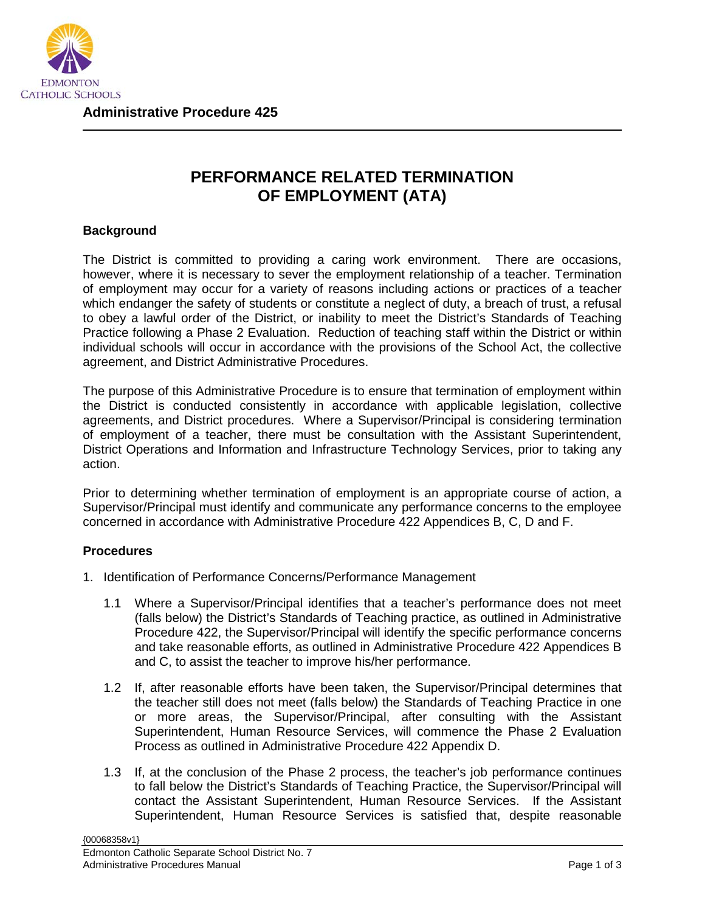**Administrative Procedure 425**

# PERFORMANCE RELATED TERMINATION OF EMPLOYMENT (ATA)

## Background

The District is committed to providing a caring work environment. There are occasions, however, where it is necessary to sever the employment relationship of a teacher. Termination of employment may occur for a variety of reasons including actions or practices of a teacher which endanger the safety of students or constitute a neglect of duty, a breach of trust, a refusal to obey a lawful order of the District, or inability to meet the District's Standards of Teaching Practice following a Phase 2 Evaluation. Reduction of teaching staff within the District or within individual schools will occur in accordance with the provisions of the School Act, the collective agreement, and District Administrative Procedures.

The purpose of this Administrative Procedure is to ensure that termination of employment within the District is conducted consistently in accordance with applicable legislation, collective agreements, and District procedures. Where a Supervisor/Principal is considering termination of employment of a teacher, there must be consultation with the Assistant Superintendent, District Operations and Information and Infrastructure Technology Services, prior to taking any action.

Prior to determining whether termination of employment is an appropriate course of action, a Supervisor/Principal must identify and communicate any performance concerns to the employee concerned in accordance with Administrative Procedure 422 Appendices B, C, D and F.

## Procedures

1. Identification of Performance Concerns/Performance Management

   1.1 Where a Supervisor/Principal identifies that a teacher's performance does not meet (falls below) the District's Standards of Teaching practice, as outlined in Administrative Procedure 422, the Supervisor/Principal will identify the specific performance concerns and take reasonable efforts, as outlined in Administrative Procedure 422 Appendices B and C, to assist the teacher to improve his/her performance.

   1.2 If, after reasonable efforts have been taken, the Supervisor/Principal determines that the teacher still does not meet (falls below) the Standards of Teaching Practice in one or more areas, the Supervisor/Principal, after consulting with the Assistant Superintendent, Human Resource Services, will commence the Phase 2 Evaluation Process as outlined in Administrative Procedure 422 Appendix D.

   1.3 If, at the conclusion of the Phase 2 process, the teacher's job performance continues to fall below the District's Standards of Teaching Practice, the Supervisor/Principal will contact the Assistant Superintendent, Human Resource Services. If the Assistant Superintendent, Human Resource Services is satisfied that, despite reasonable

{00068358v1}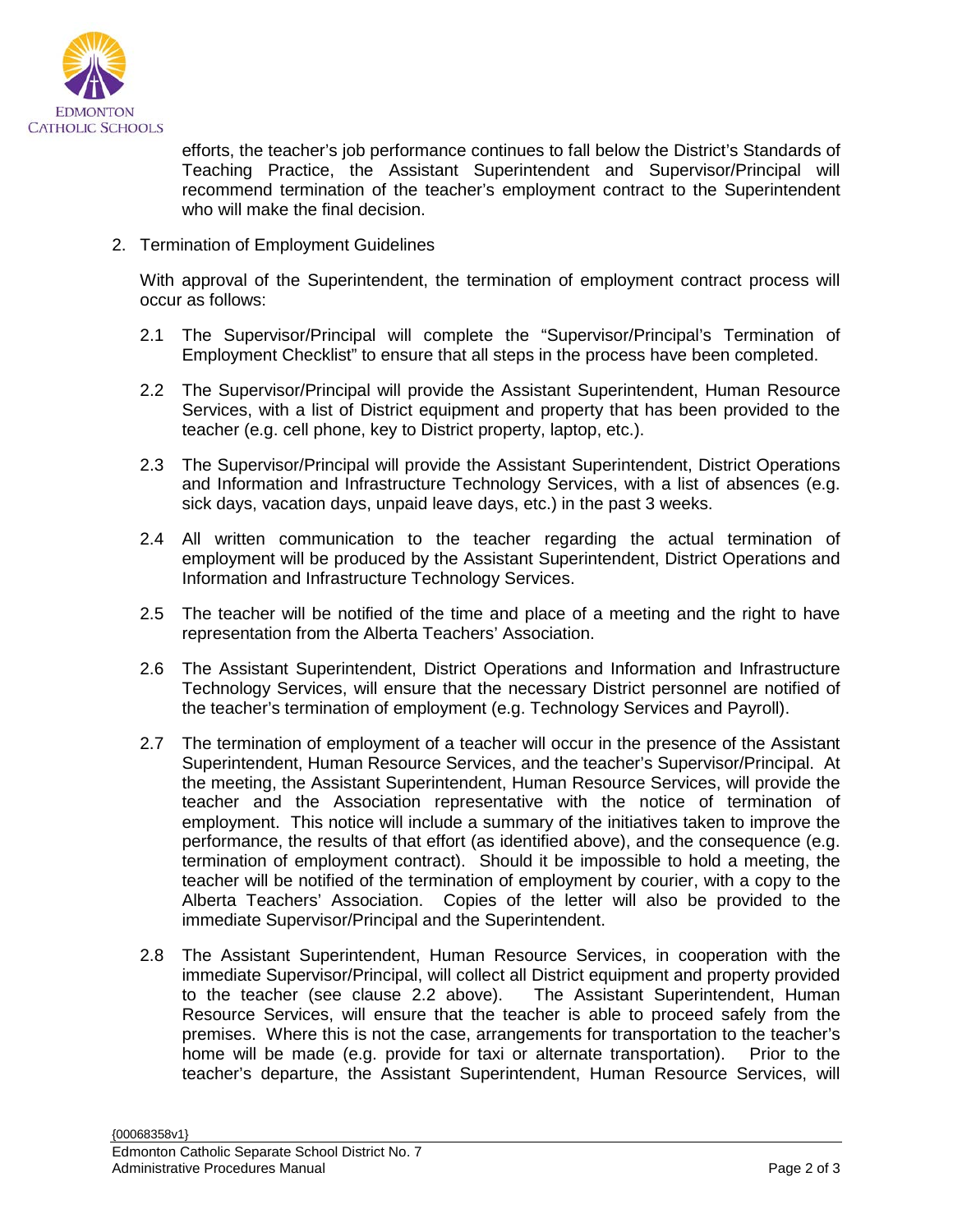efforts, the teacher's job performance continues to fall below the District's Standards of Teaching Practice, the Assistant Superintendent and Supervisor/Principal will recommend termination of the teacher's employment contract to the Superintendent who will make the final decision.

2. Termination of Employment Guidelines

   With approval of the Superintendent, the termination of employment contract process will occur as follows:

   2.1 The Supervisor/Principal will complete the "Supervisor/Principal's Termination of Employment Checklist" to ensure that all steps in the process have been completed.

   2.2 The Supervisor/Principal will provide the Assistant Superintendent, Human Resource Services, with a list of District equipment and property that has been provided to the teacher (e.g. cell phone, key to District property, laptop, etc.).

   2.3 The Supervisor/Principal will provide the Assistant Superintendent, District Operations and Information and Infrastructure Technology Services, with a list of absences (e.g. sick days, vacation days, unpaid leave days, etc.) in the past 3 weeks.

   2.4 All written communication to the teacher regarding the actual termination of employment will be produced by the Assistant Superintendent, District Operations and Information and Infrastructure Technology Services.

   2.5 The teacher will be notified of the time and place of a meeting and the right to have representation from the Alberta Teachers' Association.

   2.6 The Assistant Superintendent, District Operations and Information and Infrastructure Technology Services, will ensure that the necessary District personnel are notified of the teacher's termination of employment (e.g. Technology Services and Payroll).

   2.7 The termination of employment of a teacher will occur in the presence of the Assistant Superintendent, Human Resource Services, and the teacher's Supervisor/Principal. At the meeting, the Assistant Superintendent, Human Resource Services, will provide the teacher and the Association representative with the notice of termination of employment. This notice will include a summary of the initiatives taken to improve the performance, the results of that effort (as identified above), and the consequence (e.g. termination of employment contract). Should it be impossible to hold a meeting, the teacher will be notified of the termination of employment by courier, with a copy to the Alberta Teachers' Association. Copies of the letter will also be provided to the immediate Supervisor/Principal and the Superintendent.

   2.8 The Assistant Superintendent, Human Resource Services, in cooperation with the immediate Supervisor/Principal, will collect all District equipment and property provided to the teacher (see clause 2.2 above). The Assistant Superintendent, Human Resource Services, will ensure that the teacher is able to proceed safely from the premises. Where this is not the case, arrangements for transportation to the teacher's home will be made (e.g. provide for taxi or alternate transportation). Prior to the teacher's departure, the Assistant Superintendent, Human Resource Services, will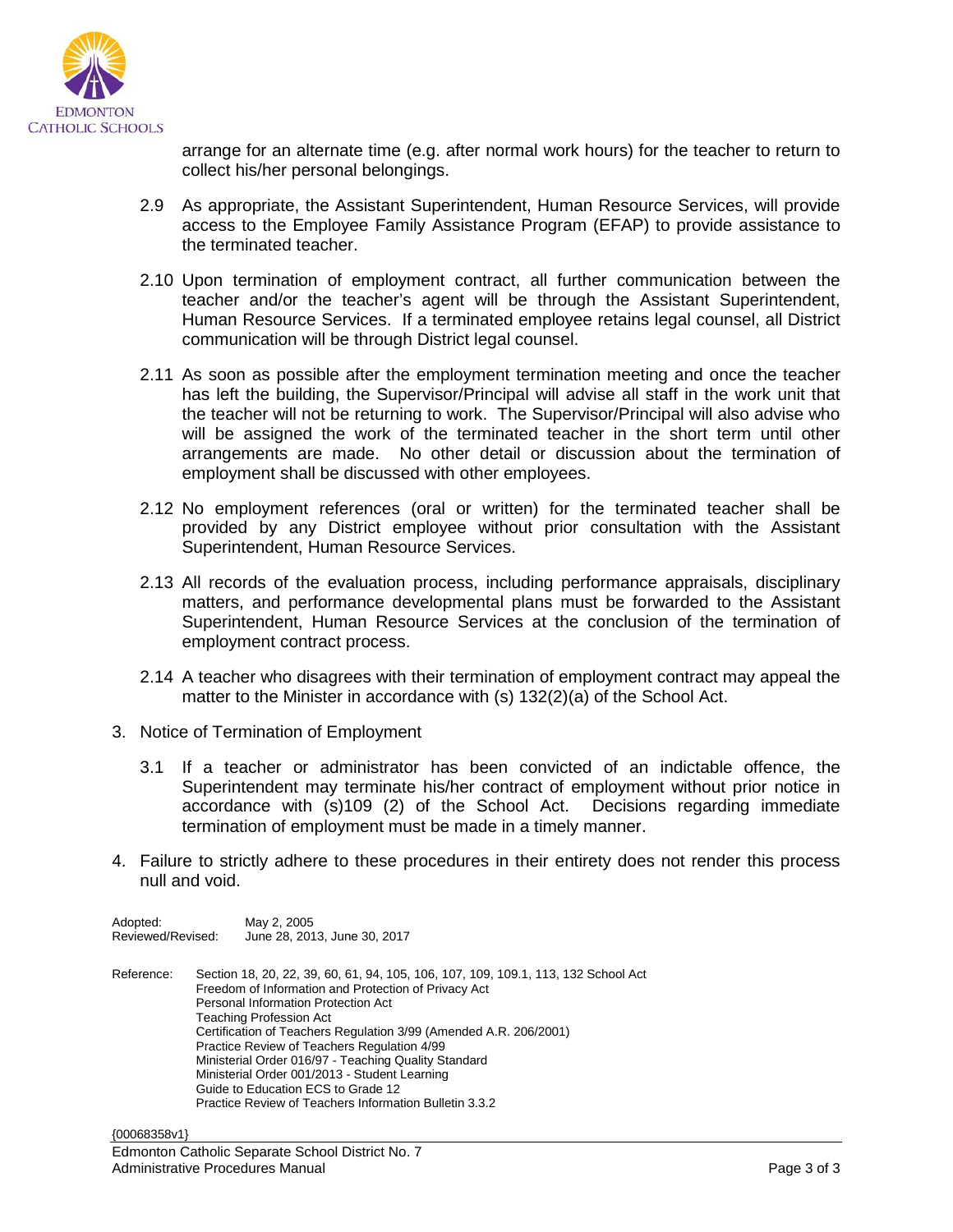arrange for an alternate time (e.g. after normal work hours) for the teacher to return to collect his/her personal belongings.

2.9 As appropriate, the Assistant Superintendent, Human Resource Services, will provide access to the Employee Family Assistance Program (EFAP) to provide assistance to the terminated teacher.

2.10 Upon termination of employment contract, all further communication between the teacher and/or the teacher's agent will be through the Assistant Superintendent, Human Resource Services. If a terminated employee retains legal counsel, all District communication will be through District legal counsel.

2.11 As soon as possible after the employment termination meeting and once the teacher has left the building, the Supervisor/Principal will advise all staff in the work unit that the teacher will not be returning to work. The Supervisor/Principal will also advise who will be assigned the work of the terminated teacher in the short term until other arrangements are made. No other detail or discussion about the termination of employment shall be discussed with other employees.

2.12 No employment references (oral or written) for the terminated teacher shall be provided by any District employee without prior consultation with the Assistant Superintendent, Human Resource Services.

2.13 All records of the evaluation process, including performance appraisals, disciplinary matters, and performance developmental plans must be forwarded to the Assistant Superintendent, Human Resource Services at the conclusion of the termination of employment contract process.

2.14 A teacher who disagrees with their termination of employment contract may appeal the matter to the Minister in accordance with (s) 132(2)(a) of the School Act.

3. Notice of Termination of Employment

 3.1 If a teacher or administrator has been convicted of an indictable offence, the Superintendent may terminate his/her contract of employment without prior notice in accordance with (s)109 (2) of the School Act. Decisions regarding immediate termination of employment must be made in a timely manner.

4. Failure to strictly adhere to these procedures in their entirety does not render this process null and void.

Adopted: May 2, 2005
Reviewed/Revised: June 28, 2013, June 30, 2017

Reference: Section 18, 20, 22, 39, 60, 61, 94, 105, 106, 107, 109, 109.1, 113, 132 School Act
Freedom of Information and Protection of Privacy Act
Personal Information Protection Act
Teaching Profession Act
Certification of Teachers Regulation 3/99 (Amended A.R. 206/2001)
Practice Review of Teachers Regulation 4/99
Ministerial Order 016/97 - Teaching Quality Standard
Ministerial Order 001/2013 - Student Learning
Guide to Education ECS to Grade 12
Practice Review of Teachers Information Bulletin 3.3.2

{00068358v1}